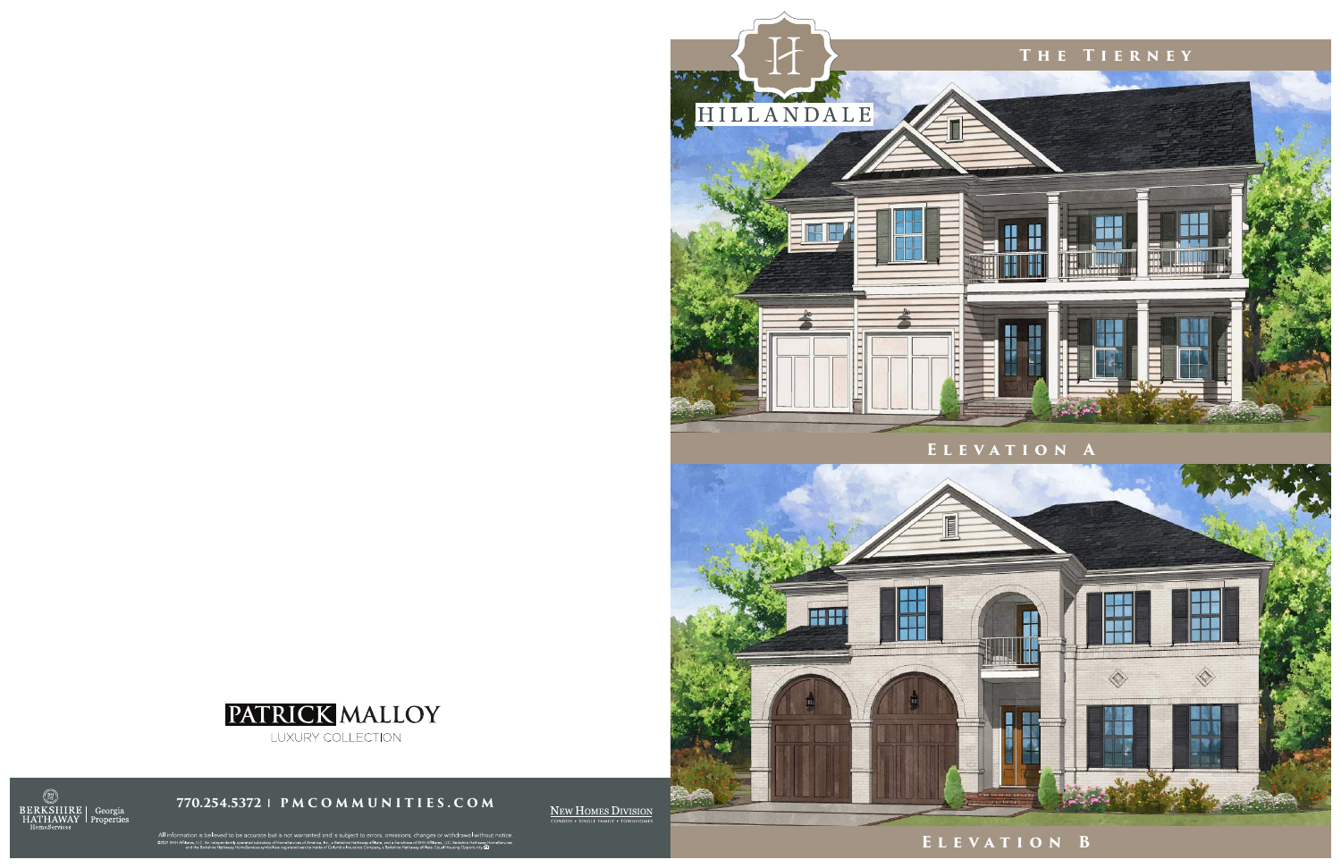# THE TIERNEY

HILLANDALE

## ELEVATION A

## ELEVATION B

PATRICK MALLOY
LUXURY COLLECTION

BERKSHIRE HATHAWAY HomeServices | Georgia Properties

770.254.5372 | PMCOMMUNITIES.COM

NEW HOMES DIVISION
CONDOS • SINGLE FAMILY • TOWNHOMES

All information is believed to be accurate but is not warranted and is subject to errors, omissions, changes or withdrawal without notice.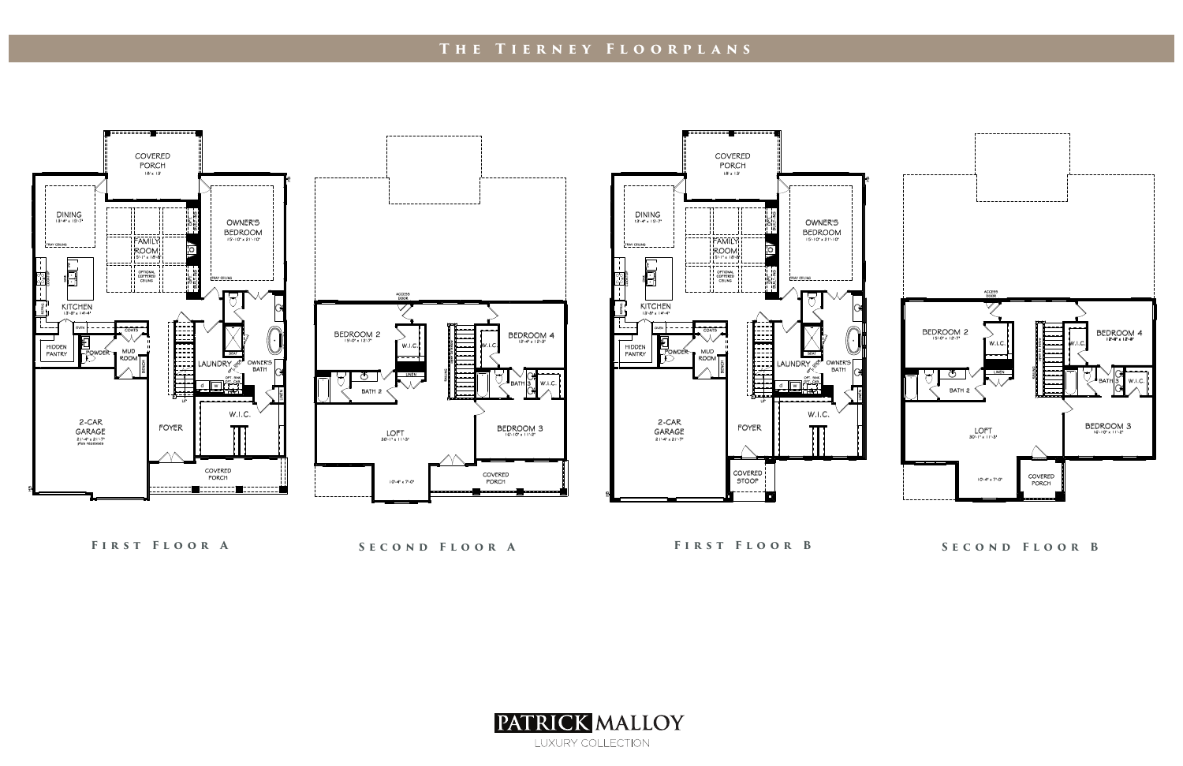# The Tierney Floorplans

COVERED PORCH
18' x 13'

DINING
13'-4" x 15'-7"

TRAY CEILING

FAMILY ROOM
15'-1" x 18'-8"

OPTIONAL COFFERED CEILING

OWNER'S BEDROOM
15'-10" x 21'-10"

TRAY CEILING

KITCHEN
13'-8" x 14'-4"

HIDDEN PANTRY

OVEN

COATS

POWDER

MUD ROOM

BENCH

LAUNDRY

OWNER'S BATH

SEAT

W.I.C.

2-CAR GARAGE
21'-4" x 21'-7"
plus recesses

FOYER

COVERED PORCH

## First Floor A

ACCESS DOOR

BEDROOM 2
15'-0" x 12'-7"

W.I.C.

LINEN

BATH 2

BEDROOM 4
12'-4" x 12'-3"

W.I.C.

BATH 3

W.I.C.

BEDROOM 3
16'-10" x 11'-2"

LOFT
30'-1" x 11'-3"

10'-4" x 7'-0"

COVERED PORCH

## Second Floor A

COVERED PORCH
18' x 13'

DINING
13'-4" x 15'-7"

TRAY CEILING

FAMILY ROOM
15'-1" x 18'-8"

OPTIONAL COFFERED CEILING

OWNER'S BEDROOM
15'-10" x 21'-10"

TRAY CEILING

KITCHEN
13'-8" x 14'-4"

HIDDEN PANTRY

OVEN

COATS

POWDER

MUD ROOM

BENCH

LAUNDRY

OWNER'S BATH

SEAT

W.I.C.

2-CAR GARAGE
21'-4" x 21'-7"

FOYER

COVERED STOOP

## First Floor B

ACCESS DOOR

BEDROOM 2
15'-0" x 12'-7"

W.I.C.

LINEN

BATH 2

BEDROOM 4
12'-8" x 12'-8"

W.I.C.

BATH 3

W.I.C.

BEDROOM 3
16'-10" x 11'-2"

LOFT
30'-1" x 11'-3"

10'-4" x 7'-0"

COVERED PORCH

## Second Floor B

PATRICK MALLOY
LUXURY COLLECTION